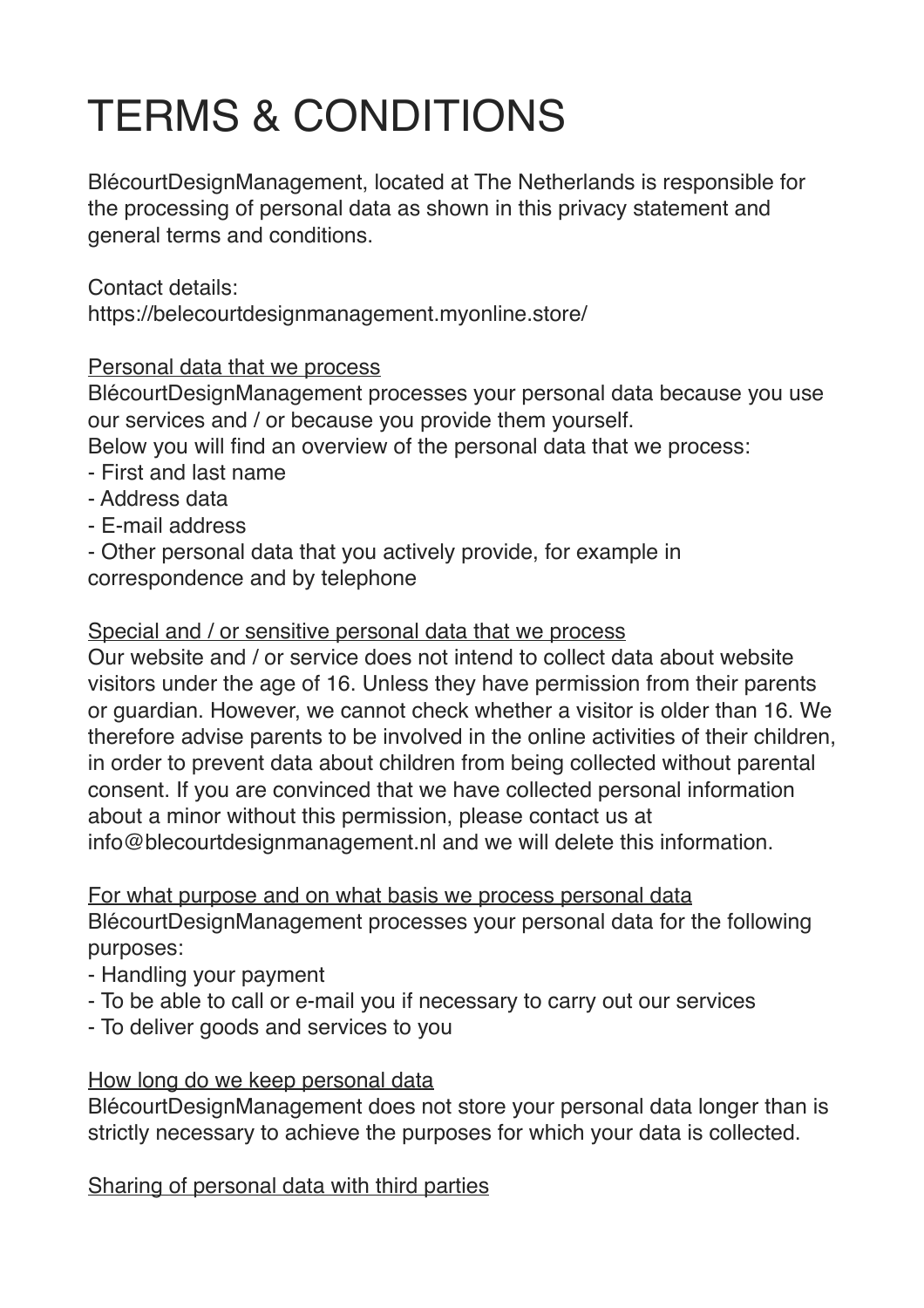# TERMS & CONDITIONS

BlécourtDesignManagement, located at The Netherlands is responsible for the processing of personal data as shown in this privacy statement and general terms and conditions.

Contact details:
https://belecourtdesignmanagement.myonline.store/

<u>Personal data that we process</u>
BlécourtDesignManagement processes your personal data because you use our services and / or because you provide them yourself.
Below you will find an overview of the personal data that we process:
- First and last name
- Address data
- E-mail address
- Other personal data that you actively provide, for example in correspondence and by telephone

<u>Special and / or sensitive personal data that we process</u>
Our website and / or service does not intend to collect data about website visitors under the age of 16. Unless they have permission from their parents or guardian. However, we cannot check whether a visitor is older than 16. We therefore advise parents to be involved in the online activities of their children, in order to prevent data about children from being collected without parental consent. If you are convinced that we have collected personal information about a minor without this permission, please contact us at info@blecourtdesignmanagement.nl and we will delete this information.

<u>For what purpose and on what basis we process personal data</u>
BlécourtDesignManagement processes your personal data for the following purposes:
- Handling your payment
- To be able to call or e-mail you if necessary to carry out our services
- To deliver goods and services to you

<u>How long do we keep personal data</u>
BlécourtDesignManagement does not store your personal data longer than is strictly necessary to achieve the purposes for which your data is collected.

<u>Sharing of personal data with third parties</u>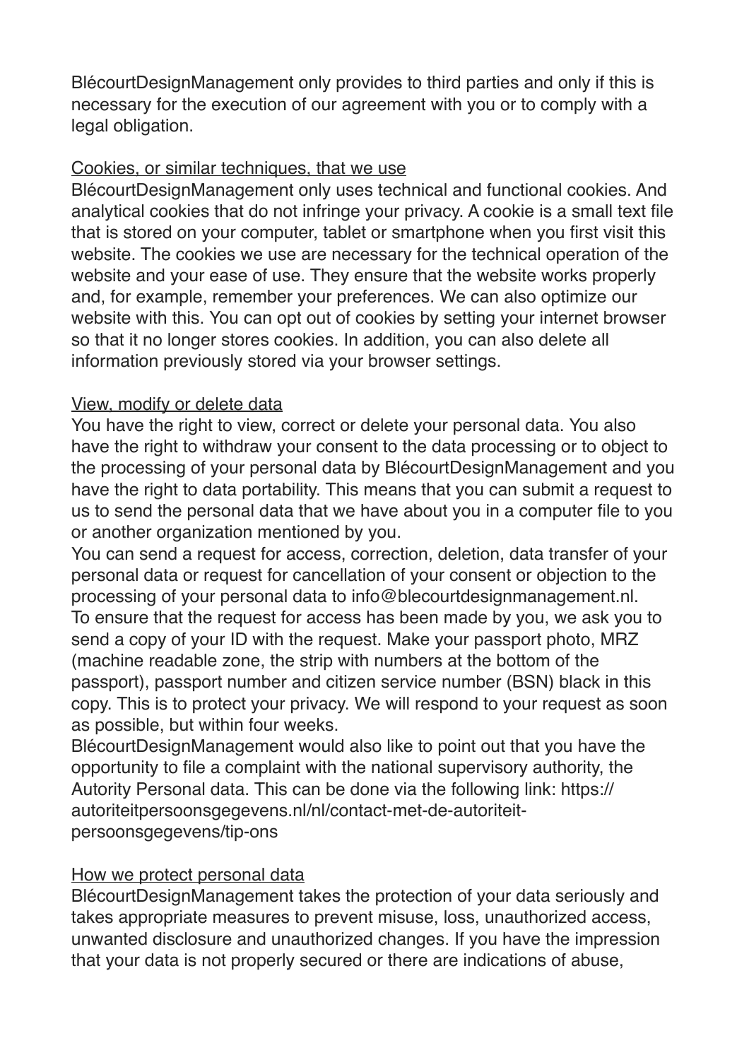BlécourtDesignManagement only provides to third parties and only if this is necessary for the execution of our agreement with you or to comply with a legal obligation.

Cookies, or similar techniques, that we use

BlécourtDesignManagement only uses technical and functional cookies. And analytical cookies that do not infringe your privacy. A cookie is a small text file that is stored on your computer, tablet or smartphone when you first visit this website. The cookies we use are necessary for the technical operation of the website and your ease of use. They ensure that the website works properly and, for example, remember your preferences. We can also optimize our website with this. You can opt out of cookies by setting your internet browser so that it no longer stores cookies. In addition, you can also delete all information previously stored via your browser settings.

View, modify or delete data

You have the right to view, correct or delete your personal data. You also have the right to withdraw your consent to the data processing or to object to the processing of your personal data by BlécourtDesignManagement and you have the right to data portability. This means that you can submit a request to us to send the personal data that we have about you in a computer file to you or another organization mentioned by you.

You can send a request for access, correction, deletion, data transfer of your personal data or request for cancellation of your consent or objection to the processing of your personal data to info@blecourtdesignmanagement.nl.

To ensure that the request for access has been made by you, we ask you to send a copy of your ID with the request. Make your passport photo, MRZ (machine readable zone, the strip with numbers at the bottom of the passport), passport number and citizen service number (BSN) black in this copy. This is to protect your privacy. We will respond to your request as soon as possible, but within four weeks.

BlécourtDesignManagement would also like to point out that you have the opportunity to file a complaint with the national supervisory authority, the Autority Personal data. This can be done via the following link: https://autoriteitpersoonsgegevens.nl/nl/contact-met-de-autoriteit-persoonsgegevens/tip-ons

How we protect personal data

BlécourtDesignManagement takes the protection of your data seriously and takes appropriate measures to prevent misuse, loss, unauthorized access, unwanted disclosure and unauthorized changes. If you have the impression that your data is not properly secured or there are indications of abuse,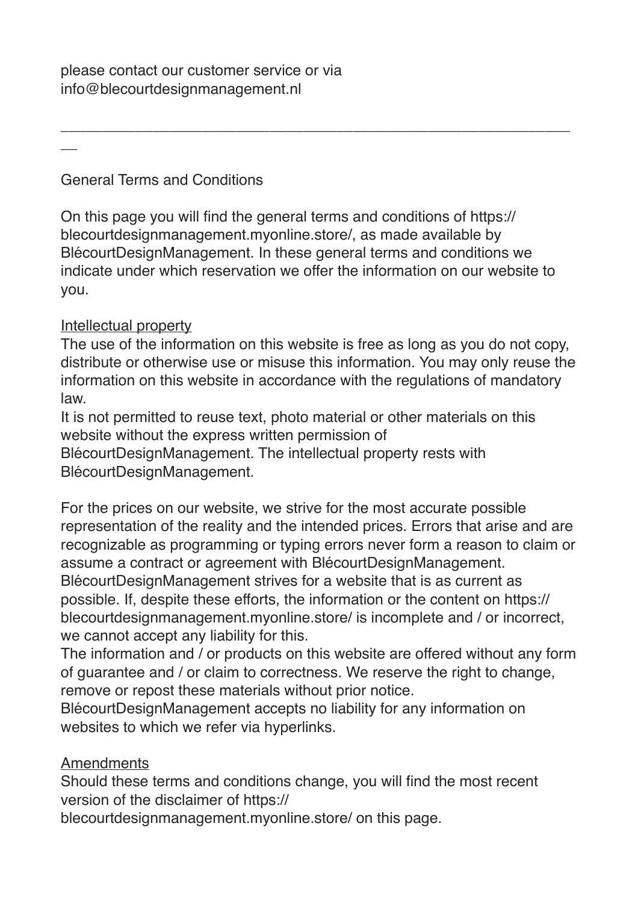please contact our customer service or via info@blecourtdesignmanagement.nl

---

General Terms and Conditions

On this page you will find the general terms and conditions of https://blecourtdesignmanagement.myonline.store/, as made available by BlécourtDesignManagement. In these general terms and conditions we indicate under which reservation we offer the information on our website to you.

Intellectual property
The use of the information on this website is free as long as you do not copy, distribute or otherwise use or misuse this information. You may only reuse the information on this website in accordance with the regulations of mandatory law.
It is not permitted to reuse text, photo material or other materials on this website without the express written permission of BlécourtDesignManagement. The intellectual property rests with BlécourtDesignManagement.

For the prices on our website, we strive for the most accurate possible representation of the reality and the intended prices. Errors that arise and are recognizable as programming or typing errors never form a reason to claim or assume a contract or agreement with BlécourtDesignManagement.
BlécourtDesignManagement strives for a website that is as current as possible. If, despite these efforts, the information or the content on https://blecourtdesignmanagement.myonline.store/ is incomplete and / or incorrect, we cannot accept any liability for this.
The information and / or products on this website are offered without any form of guarantee and / or claim to correctness. We reserve the right to change, remove or repost these materials without prior notice.
BlécourtDesignManagement accepts no liability for any information on websites to which we refer via hyperlinks.

Amendments
Should these terms and conditions change, you will find the most recent version of the disclaimer of https://blecourtdesignmanagement.myonline.store/ on this page.